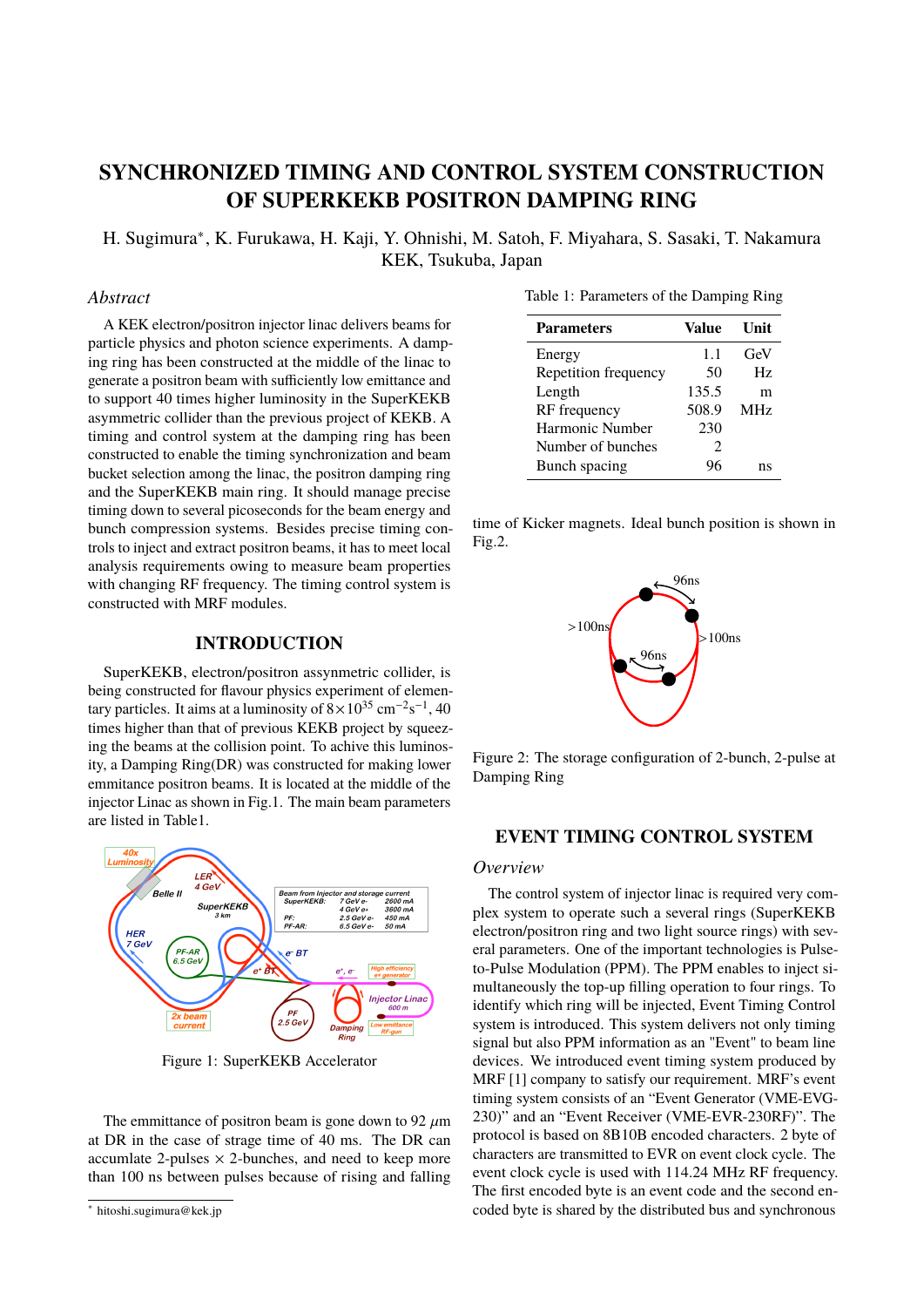# SYNCHRONIZED TIMING AND CONTROL SYSTEM CONSTRUCTION OF SUPERKEKB POSITRON DAMPING RING

H. Sugimura*, K. Furukawa, H. Kaji, Y. Ohnishi, M. Satoh, F. Miyahara, S. Sasaki, T. Nakamura
KEK, Tsukuba, Japan

## *Abstract*

A KEK electron/positron injector linac delivers beams for particle physics and photon science experiments. A damping ring has been constructed at the middle of the linac to generate a positron beam with sufficiently low emittance and to support 40 times higher luminosity in the SuperKEKB asymmetric collider than the previous project of KEKB. A timing and control system at the damping ring has been constructed to enable the timing synchronization and beam bucket selection among the linac, the positron damping ring and the SuperKEKB main ring. It should manage precise timing down to several picoseconds for the beam energy and bunch compression systems. Besides precise timing controls to inject and extract positron beams, it has to meet local analysis requirements owing to measure beam properties with changing RF frequency. The timing control system is constructed with MRF modules.

## INTRODUCTION

SuperKEKB, electron/positron assynmetric collider, is being constructed for flavour physics experiment of elementary particles. It aims at a luminosity of $8\times10^{35}$ cm$^{-2}$s$^{-1}$, 40 times higher than that of previous KEKB project by squeezing the beams at the collision point. To achive this luminosity, a Damping Ring(DR) was constructed for making lower emmitance positron beams. It is located at the middle of the injector Linac as shown in Fig.1. The main beam parameters are listed in Table1.

Figure 1: SuperKEKB Accelerator

The emmittance of positron beam is gone down to 92 $\mu$m at DR in the case of strage time of 40 ms. The DR can accumlate 2-pulses $\times$ 2-bunches, and need to keep more than 100 ns between pulses because of rising and falling time of Kicker magnets. Ideal bunch position is shown in Fig.2.

Table 1: Parameters of the Damping Ring

| Parameters | Value | Unit |
|---|---|---|
| Energy | 1.1 | GeV |
| Repetition frequency | 50 | Hz |
| Length | 135.5 | m |
| RF frequency | 508.9 | MHz |
| Harmonic Number | 230 | |
| Number of bunches | 2 | |
| Bunch spacing | 96 | ns |

Figure 2: The storage configuration of 2-bunch, 2-pulse at Damping Ring

## EVENT TIMING CONTROL SYSTEM

### *Overview*

The control system of injector linac is required very complex system to operate such a several rings (SuperKEKB electron/positron ring and two light source rings) with several parameters. One of the important technologies is Pulse-to-Pulse Modulation (PPM). The PPM enables to inject simultaneously the top-up filling operation to four rings. To identify which ring will be injected, Event Timing Control system is introduced. This system delivers not only timing signal but also PPM information as an "Event" to beam line devices. We introduced event timing system produced by MRF [1] company to satisfy our requirement. MRF's event timing system consists of an "Event Generator (VME-EVG-230)" and an "Event Receiver (VME-EVR-230RF)". The protocol is based on 8B10B encoded characters. 2 byte of characters are transmitted to EVR on event clock cycle. The event clock cycle is used with 114.24 MHz RF frequency. The first encoded byte is an event code and the second encoded byte is shared by the distributed bus and synchronous

* hitoshi.sugimura@kek.jp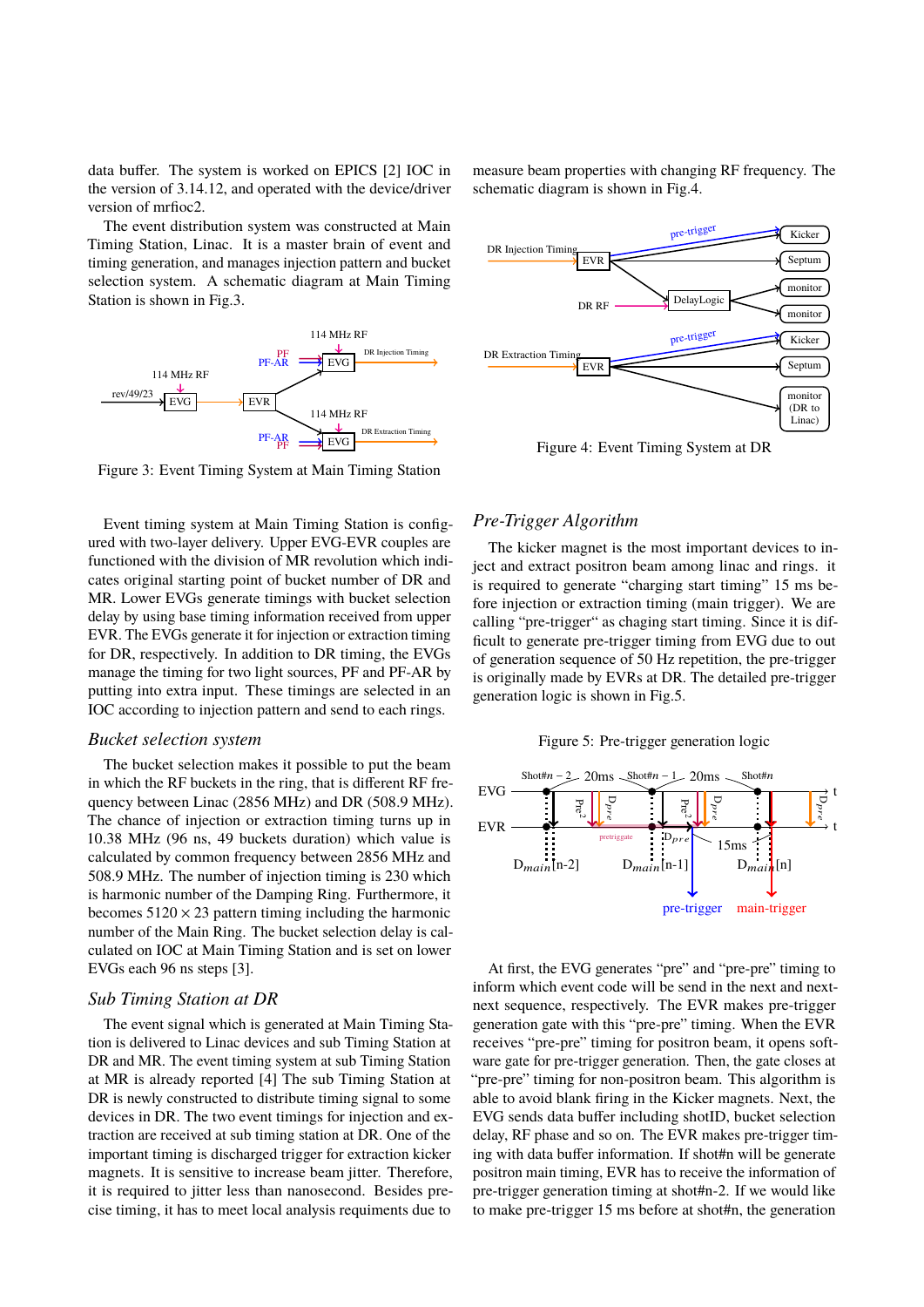data buffer. The system is worked on EPICS [2] IOC in the version of 3.14.12, and operated with the device/driver version of mrfioc2.

The event distribution system was constructed at Main Timing Station, Linac. It is a master brain of event and timing generation, and manages injection pattern and bucket selection system. A schematic diagram at Main Timing Station is shown in Fig.3.

Figure 3: Event Timing System at Main Timing Station

Event timing system at Main Timing Station is configured with two-layer delivery. Upper EVG-EVR couples are functioned with the division of MR revolution which indicates original starting point of bucket number of DR and MR. Lower EVGs generate timings with bucket selection delay by using base timing information received from upper EVR. The EVGs generate it for injection or extraction timing for DR, respectively. In addition to DR timing, the EVGs manage the timing for two light sources, PF and PF-AR by putting into extra input. These timings are selected in an IOC according to injection pattern and send to each rings.

### *Bucket selection system*

The bucket selection makes it possible to put the beam in which the RF buckets in the ring, that is different RF frequency between Linac (2856 MHz) and DR (508.9 MHz). The chance of injection or extraction timing turns up in 10.38 MHz (96 ns, 49 buckets duration) which value is calculated by common frequency between 2856 MHz and 508.9 MHz. The number of injection timing is 230 which is harmonic number of the Damping Ring. Furthermore, it becomes $5120 \times 23$ pattern timing including the harmonic number of the Main Ring. The bucket selection delay is calculated on IOC at Main Timing Station and is set on lower EVGs each 96 ns steps [3].

### *Sub Timing Station at DR*

The event signal which is generated at Main Timing Station is delivered to Linac devices and sub Timing Station at DR and MR. The event timing system at sub Timing Station at MR is already reported [4] The sub Timing Station at DR is newly constructed to distribute timing signal to some devices in DR. The two event timings for injection and extraction are received at sub timing station at DR. One of the important timing is discharged trigger for extraction kicker magnets. It is sensitive to increase beam jitter. Therefore, it is required to jitter less than nanosecond. Besides precise timing, it has to meet local analysis requirements due to measure beam properties with changing RF frequency. The schematic diagram is shown in Fig.4.

Figure 4: Event Timing System at DR

### *Pre-Trigger Algorithm*

The kicker magnet is the most important devices to inject and extract positron beam among linac and rings. it is required to generate "charging start timing" 15 ms before injection or extraction timing (main trigger). We are calling "pre-trigger" as chaging start timing. Since it is difficult to generate pre-trigger timing from EVG due to out of generation sequence of 50 Hz repetition, the pre-trigger is originally made by EVRs at DR. The detailed pre-trigger generation logic is shown in Fig.5.

Figure 5: Pre-trigger generation logic

At first, the EVG generates "pre" and "pre-pre" timing to inform which event code will be send in the next and next-next sequence, respectively. The EVR makes pre-trigger generation gate with this "pre-pre" timing. When the EVR receives "pre-pre" timing for positron beam, it opens software gate for pre-trigger generation. Then, the gate closes at "pre-pre" timing for non-positron beam. This algorithm is able to avoid blank firing in the Kicker magnets. Next, the EVG sends data buffer including shotID, bucket selection delay, RF phase and so on. The EVR makes pre-trigger timing with data buffer information. If shot#n will be generate positron main timing, EVR has to receive the information of pre-trigger generation timing at shot#n-2. If we would like to make pre-trigger 15 ms before at shot#n, the generation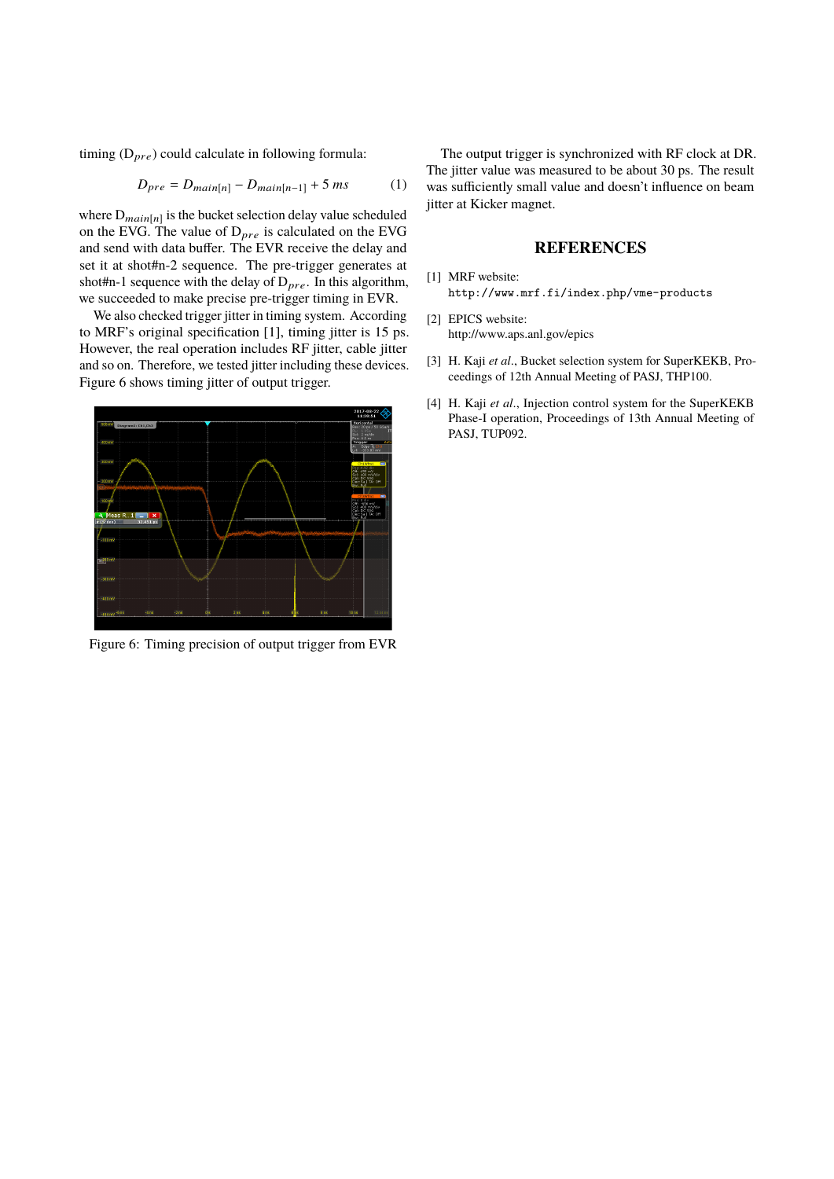timing ($D_{pre}$) could calculate in following formula:

$$D_{pre} = D_{main[n]} - D_{main[n-1]} + 5\,ms \tag{1}$$

where $D_{main[n]}$ is the bucket selection delay value scheduled on the EVG. The value of $D_{pre}$ is calculated on the EVG and send with data buffer. The EVR receive the delay and set it at shot#n-2 sequence. The pre-trigger generates at shot#n-1 sequence with the delay of $D_{pre}$. In this algorithm, we succeeded to make precise pre-trigger timing in EVR.

We also checked trigger jitter in timing system. According to MRF's original specification [1], timing jitter is 15 ps. However, the real operation includes RF jitter, cable jitter and so on. Therefore, we tested jitter including these devices. Figure 6 shows timing jitter of output trigger.

Figure 6: Timing precision of output trigger from EVR

The output trigger is synchronized with RF clock at DR. The jitter value was measured to be about 30 ps. The result was sufficiently small value and doesn't influence on beam jitter at Kicker magnet.

## REFERENCES

[1] MRF website: `http://www.mrf.fi/index.php/vme-products`

[2] EPICS website: http://www.aps.anl.gov/epics

[3] H. Kaji *et al.*, Bucket selection system for SuperKEKB, Proceedings of 12th Annual Meeting of PASJ, THP100.

[4] H. Kaji *et al.*, Injection control system for the SuperKEKB Phase-I operation, Proceedings of 13th Annual Meeting of PASJ, TUP092.